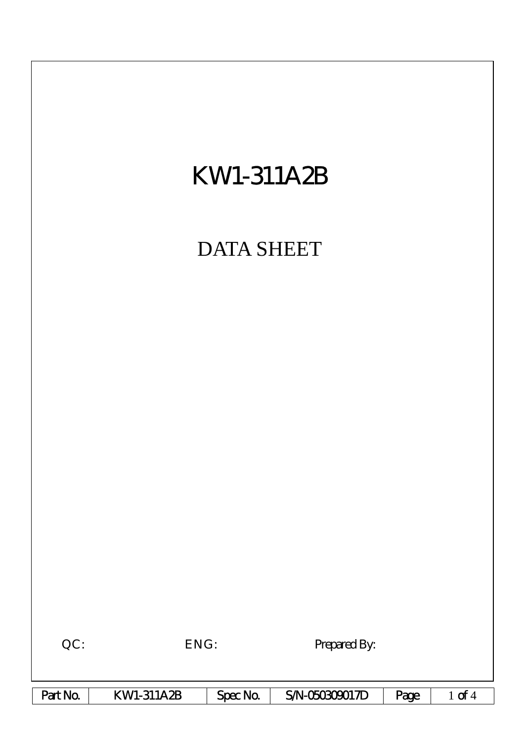# KW1-311A2B

## DATA SHEET

QC: ENG: Prepared By:

| Part No. | KW1-311A2B | Spec No. | S/N-050309017D | Page | 1 of 4 |
|---|---|---|---|---|---|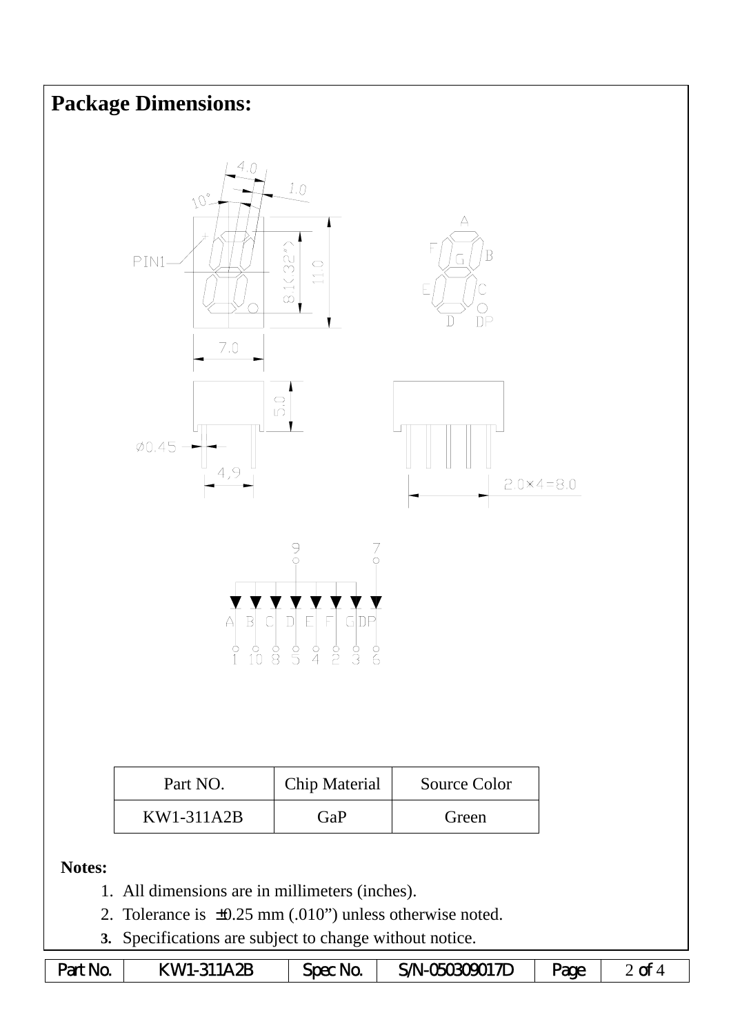## Package Dimensions:

| Part NO. | Chip Material | Source Color |
|---|---|---|
| KW1-311A2B | GaP | Green |

**Notes:**

1. All dimensions are in millimeters (inches).
2. Tolerance is ±0.25 mm (.010") unless otherwise noted.
3. Specifications are subject to change without notice.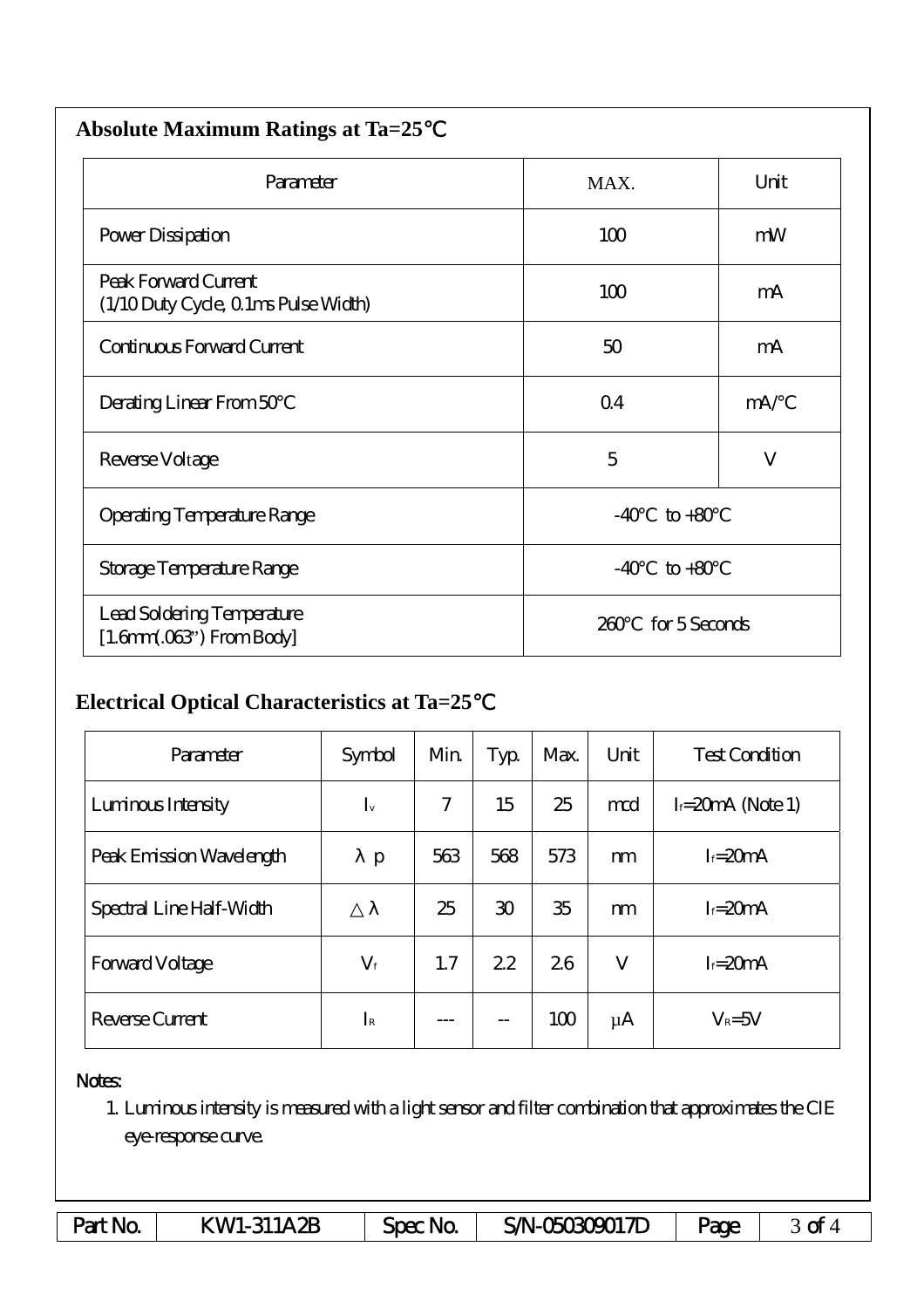## Absolute Maximum Ratings at Ta=25℃

| Parameter | MAX. | Unit |
|---|---|---|
| Power Dissipation | 100 | mW |
| Peak Forward Current (1/10 Duty Cycle, 0.1ms Pulse Width) | 100 | mA |
| Continuous Forward Current | 50 | mA |
| Derating Linear From 50°C | 0.4 | mA/°C |
| Reverse Voltage | 5 | V |
| Operating Temperature Range | -40°C to +80°C | |
| Storage Temperature Range | -40°C to +80°C | |
| Lead Soldering Temperature [1.6mm(.063") From Body] | 260°C for 5 Seconds | |

## Electrical Optical Characteristics at Ta=25℃

| Parameter | Symbol | Min. | Typ. | Max. | Unit | Test Condition |
|---|---|---|---|---|---|---|
| Luminous Intensity | $I_v$ | 7 | 15 | 25 | mcd | $I_f$=20mA (Note 1) |
| Peak Emission Wavelength | $\lambda p$ | 563 | 568 | 573 | nm | $I_f$=20mA |
| Spectral Line Half-Width | $\triangle\lambda$ | 25 | 30 | 35 | nm | $I_f$=20mA |
| Forward Voltage | $V_f$ | 1.7 | 2.2 | 2.6 | V | $I_f$=20mA |
| Reverse Current | $I_R$ | --- | -- | 100 | μA | $V_R$=5V |

Notes:

1. Luminous intensity is measured with a light sensor and filter combination that approximates the CIE eye-response curve.

| Part No. | KW1-311A2B | Spec No. | S/N-050309017D | Page | 3 of 4 |
|---|---|---|---|---|---|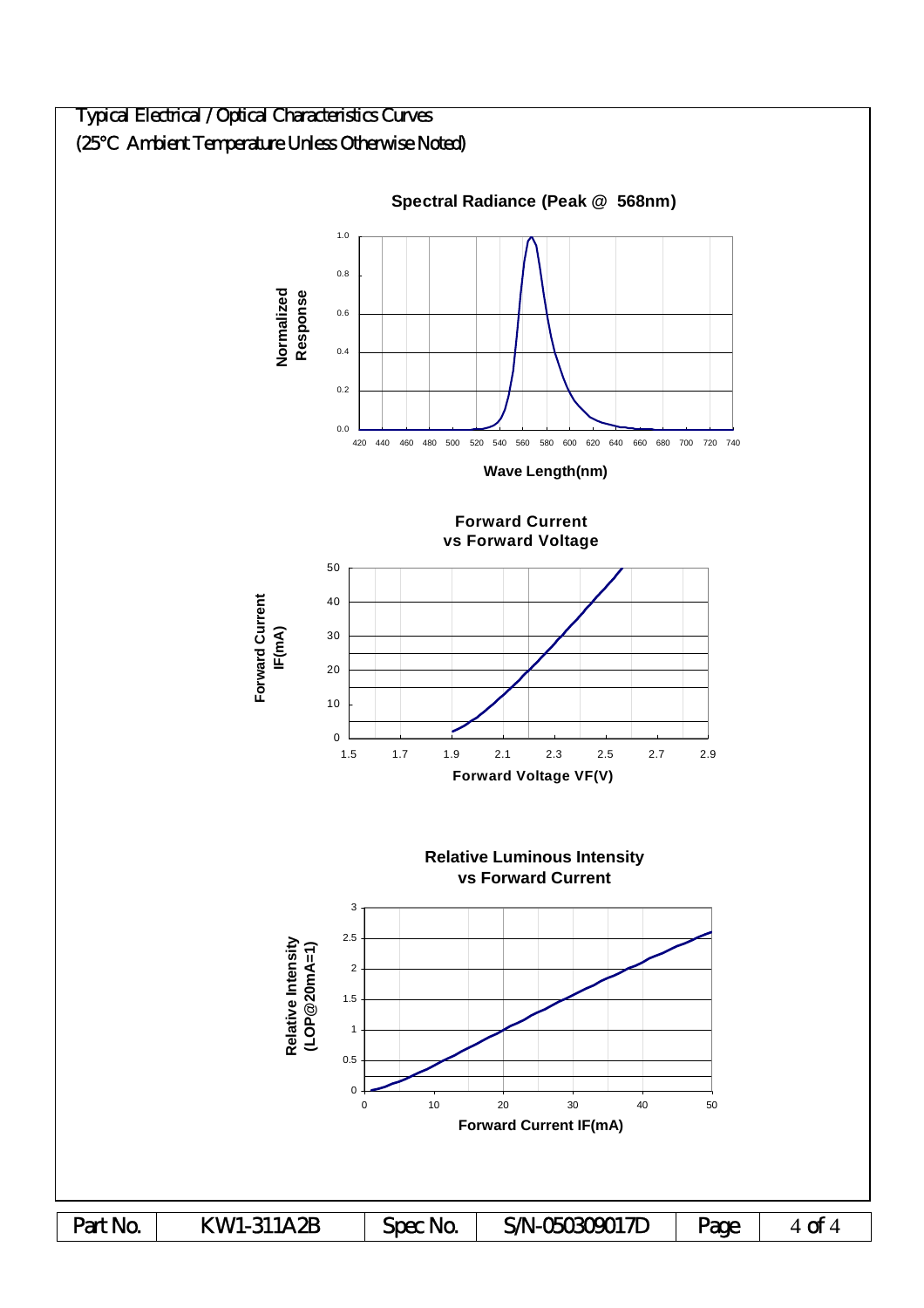Typical Electrical / Optical Characteristics Curves
(25°C Ambient Temperature Unless Otherwise Noted)

Spectral Radiance (Peak @ 568nm)

Normalized Response

1.0
0.8
0.6
0.4
0.2
0.0

420 440 460 480 500 520 540 560 580 600 620 640 660 680 700 720 740

Wave Length(nm)

Forward Current vs Forward Voltage

Forward Current IF(mA)

50
40
30
20
10
0

1.5 1.7 1.9 2.1 2.3 2.5 2.7 2.9

Forward Voltage VF(V)

Relative Luminous Intensity vs Forward Current

Relative Intensity (LOP@20mA=1)

3
2.5
2
1.5
1
0.5
0

0 10 20 30 40 50

Forward Current IF(mA)

| Part No. | KW1-311A2B | Spec No. | S/N-050309017D |
| --- | --- | --- | --- |